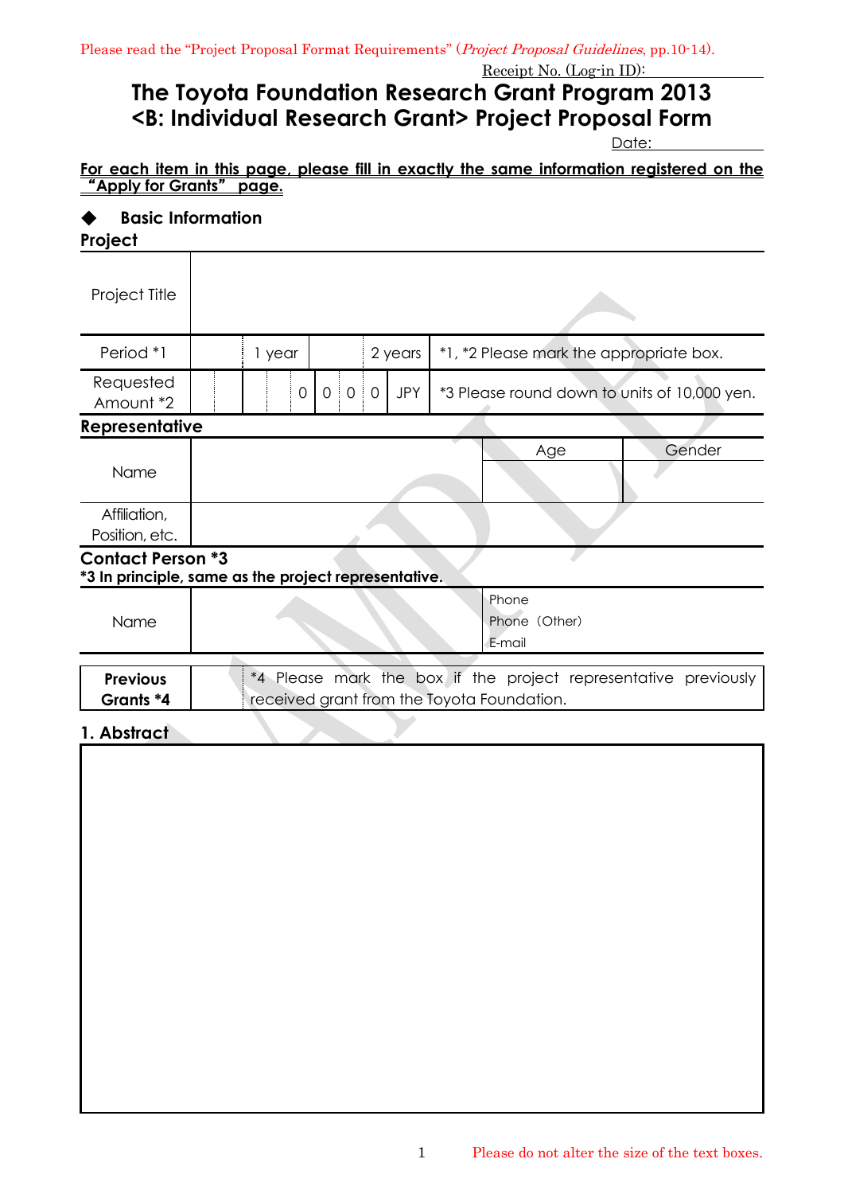Please read the "Project Proposal Format Requirements" (*Project Proposal Guidelines*, pp.10-14).

Receipt No. (Log-in ID):

# The Toyota Foundation Research Grant Program 2013 <B: Individual Research Grant> Project Proposal Form

Date:

**For each item in this page, please fill in exactly the same information registered on the "Apply for Grants" page.**

## ◆ Basic Information

### Project

| Project Title | |
|---|---|
| Period *1 | ☐ 1 year ☐ 2 years — *1, *2 Please mark the appropriate box. |
| Requested Amount *2 | 0 0 0 0 JPY — *3 Please round down to units of 10,000 yen. |

### Representative

| Name | | Age | Gender |
|---|---|---|---|
| Affiliation, Position, etc. | | | |

### Contact Person *3

**\*3 In principle, same as the project representative.**

| Name | | Phone<br>Phone (Other)<br>E-mail |
|---|---|---|

| **Previous Grants *4** | ☐ | *4 Please mark the box if the project representative previously received grant from the Toyota Foundation. |
|---|---|---|

## 1. Abstract

Please do not alter the size of the text boxes.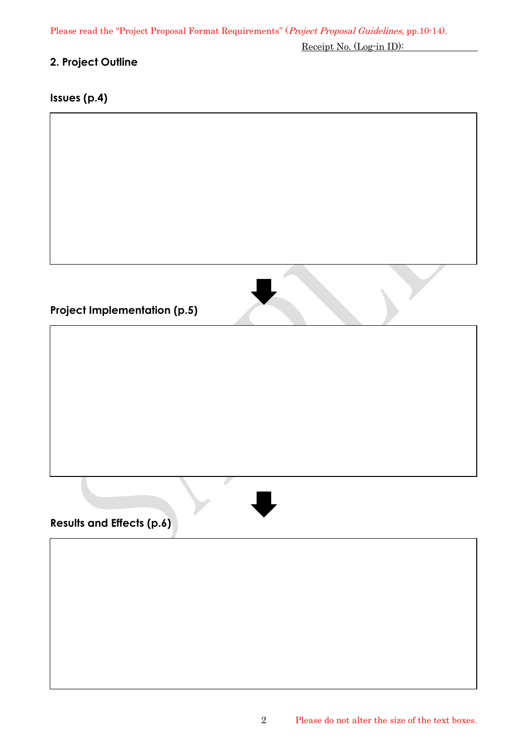Please read the "Project Proposal Format Requirements" (*Project Proposal Guidelines*, pp.10-14).

Receipt No. (Log-in ID):

## 2. Project Outline

### Issues (p.4)

### Project Implementation (p.5)

### Results and Effects (p.6)

Please do not alter the size of the text boxes.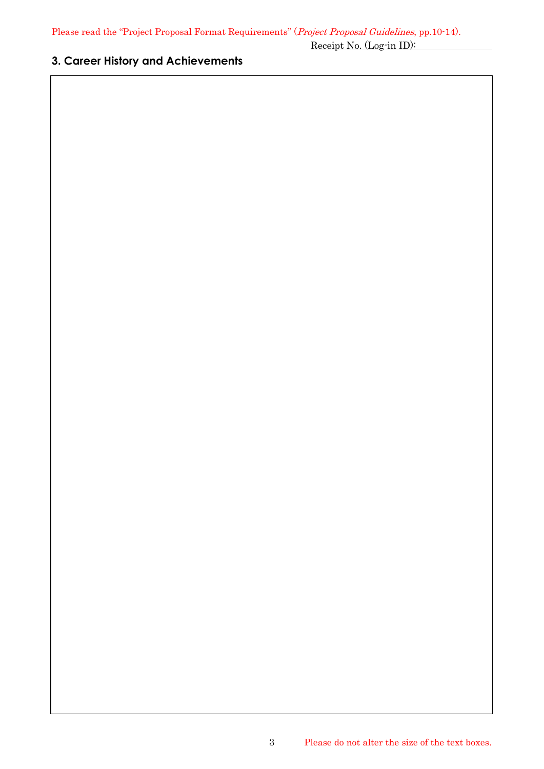Please read the "Project Proposal Format Requirements" (*Project Proposal Guidelines*, pp.10-14).

Receipt No. (Log-in ID): ______________

## 3. Career History and Achievements

Please do not alter the size of the text boxes.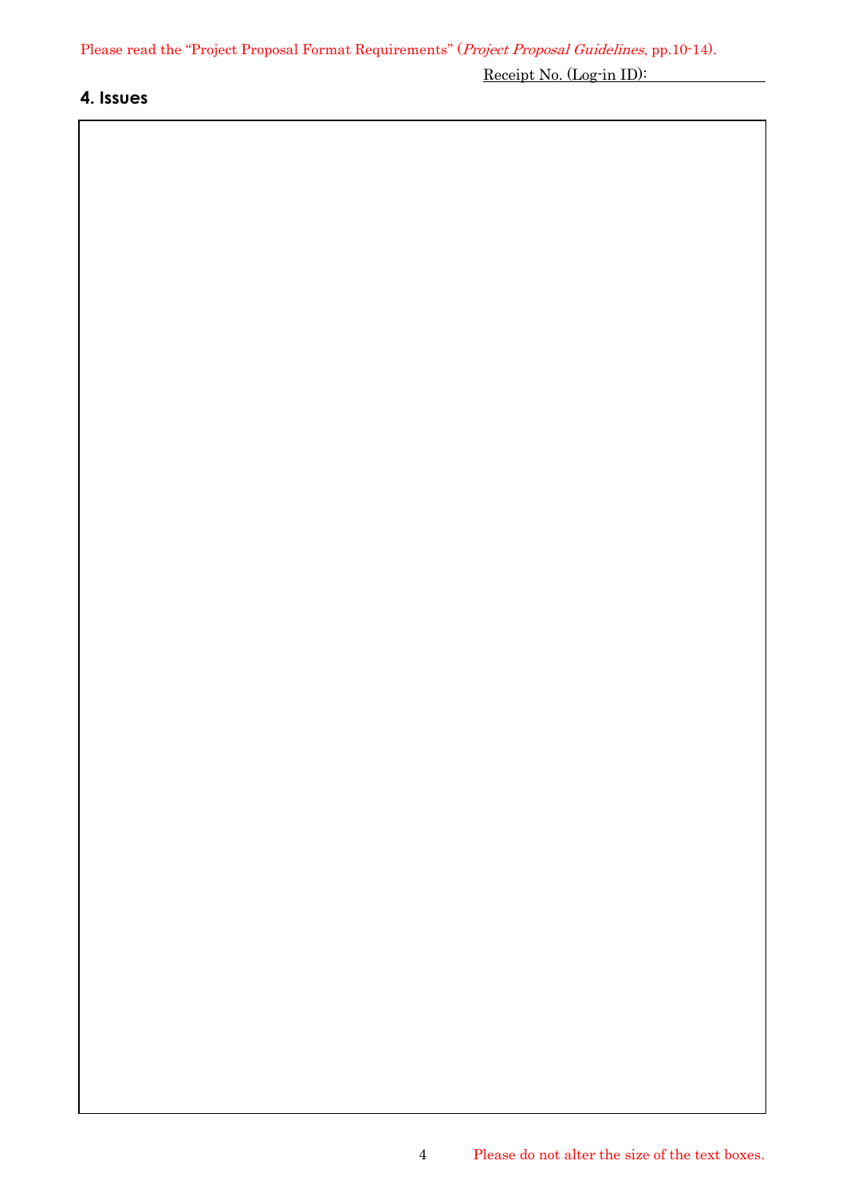Please read the “Project Proposal Format Requirements” (*Project Proposal Guidelines*, pp.10-14).

Receipt No. (Log-in ID):

## 4. Issues

Please do not alter the size of the text boxes.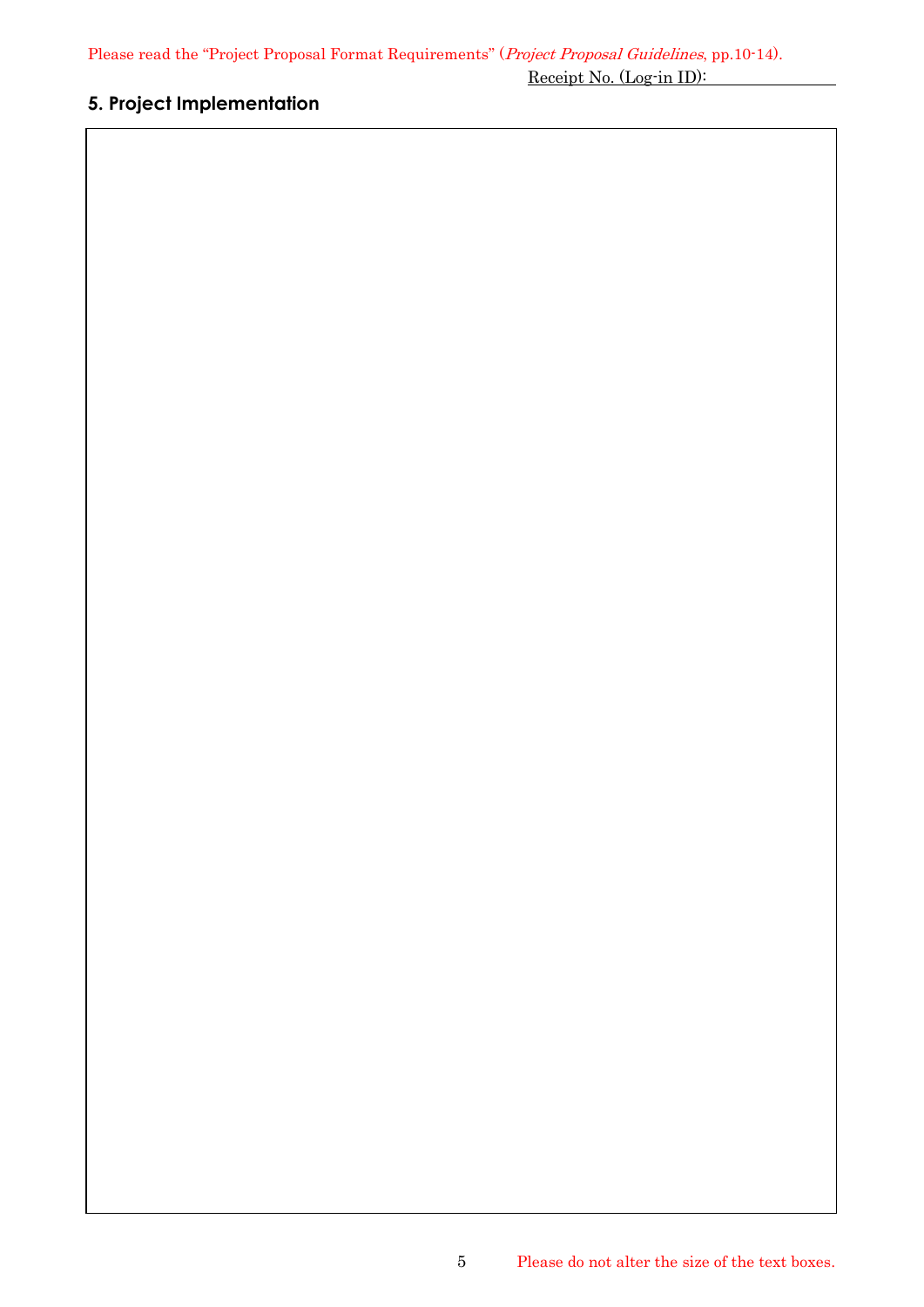Please read the "Project Proposal Format Requirements" (*Project Proposal Guidelines*, pp.10-14).

Receipt No. (Log-in ID): 

## 5. Project Implementation

| |
|---|
| |

Please do not alter the size of the text boxes.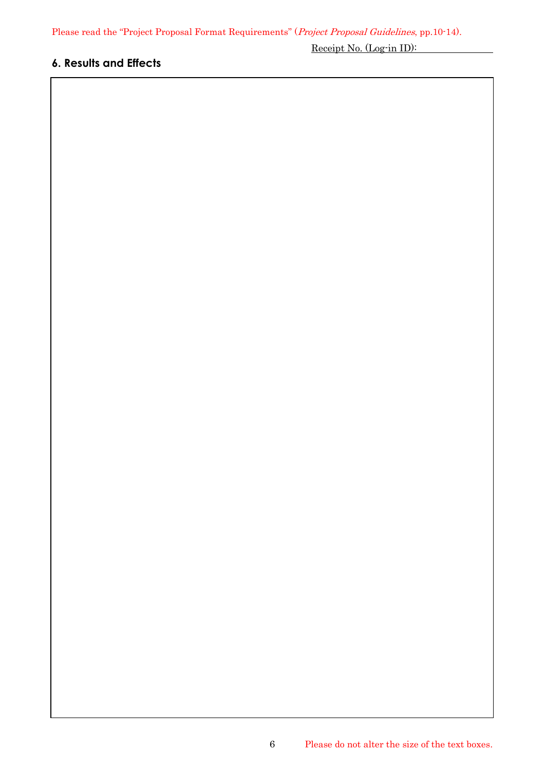Please read the "Project Proposal Format Requirements" (*Project Proposal Guidelines*, pp.10-14).

Receipt No. (Log-in ID):

## 6. Results and Effects

Please do not alter the size of the text boxes.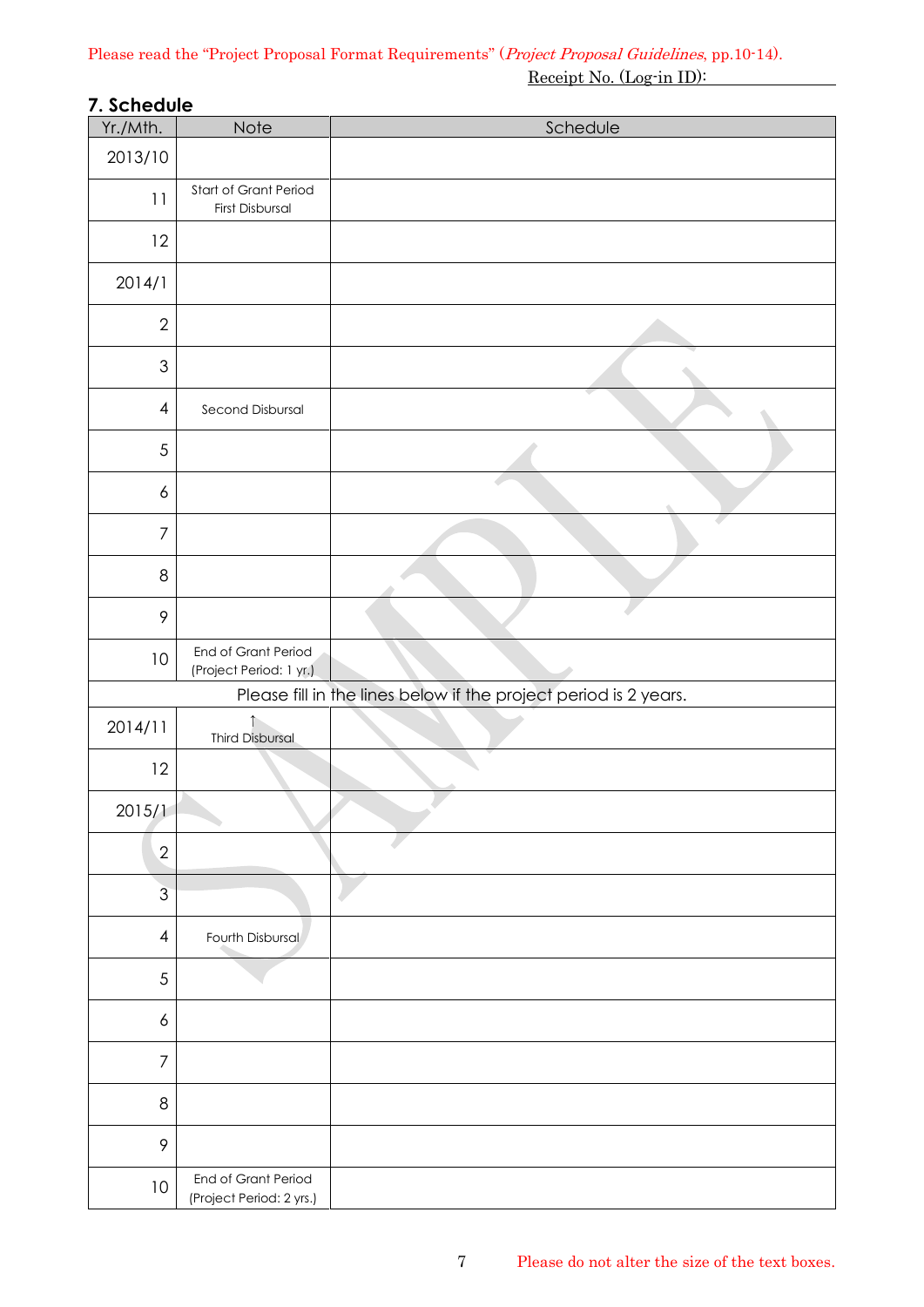Please read the "Project Proposal Format Requirements" (*Project Proposal Guidelines*, pp.10-14).

Receipt No. (Log-in ID):

## 7. Schedule

| Yr./Mth. | Note | Schedule |
|---|---|---|
| 2013/10 | | |
| 11 | Start of Grant Period First Disbursal | |
| 12 | | |
| 2014/1 | | |
| 2 | | |
| 3 | | |
| 4 | Second Disbursal | |
| 5 | | |
| 6 | | |
| 7 | | |
| 8 | | |
| 9 | | |
| 10 | End of Grant Period (Project Period: 1 yr.) | |
| Please fill in the lines below if the project period is 2 years. | | |
| 2014/11 | ↑ Third Disbursal | |
| 12 | | |
| 2015/1 | | |
| 2 | | |
| 3 | | |
| 4 | Fourth Disbursal | |
| 5 | | |
| 6 | | |
| 7 | | |
| 8 | | |
| 9 | | |
| 10 | End of Grant Period (Project Period: 2 yrs.) | |

Please do not alter the size of the text boxes.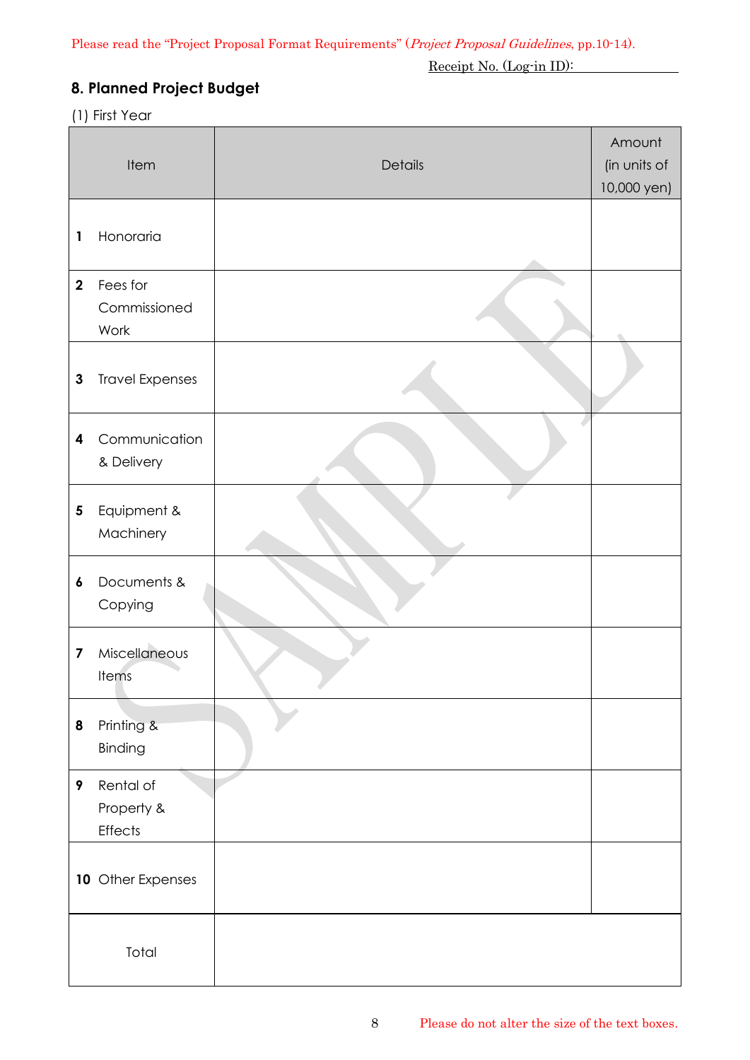Please read the "Project Proposal Format Requirements" (*Project Proposal Guidelines*, pp.10-14).

Receipt No. (Log-in ID):

## 8. Planned Project Budget

(1) First Year

| Item | Details | Amount (in units of 10,000 yen) |
|---|---|---|
| **1** Honoraria | | |
| **2** Fees for Commissioned Work | | |
| **3** Travel Expenses | | |
| **4** Communication & Delivery | | |
| **5** Equipment & Machinery | | |
| **6** Documents & Copying | | |
| **7** Miscellaneous Items | | |
| **8** Printing & Binding | | |
| **9** Rental of Property & Effects | | |
| **10** Other Expenses | | |
| Total | | |

Please do not alter the size of the text boxes.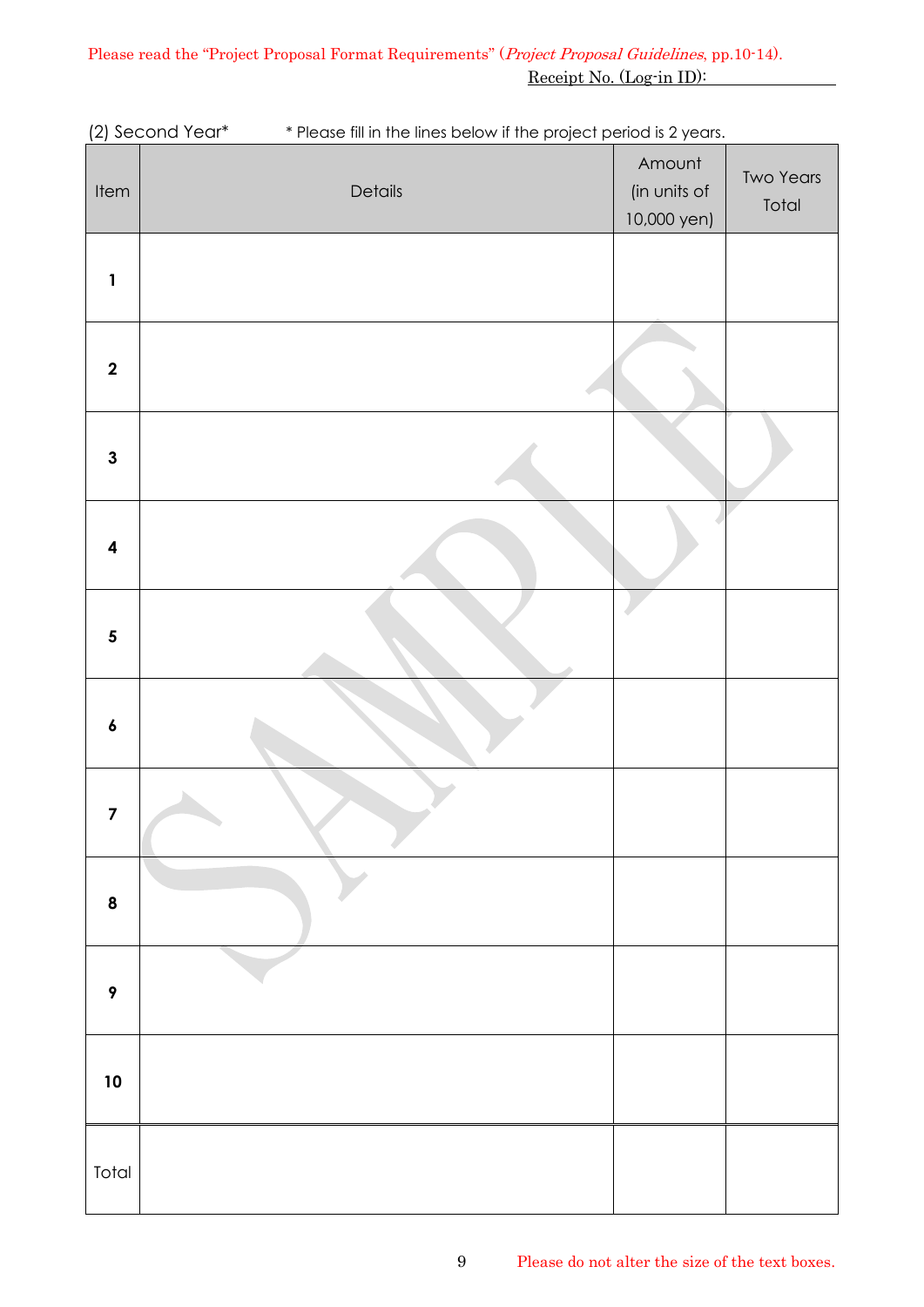Please read the "Project Proposal Format Requirements" (*Project Proposal Guidelines*, pp.10-14).

Receipt No. (Log-in ID):

(2) Second Year* * Please fill in the lines below if the project period is 2 years.

| Item | Details | Amount (in units of 10,000 yen) | Two Years Total |
|---|---|---|---|
| **1** | | | |
| **2** | | | |
| **3** | | | |
| **4** | | | |
| **5** | | | |
| **6** | | | |
| **7** | | | |
| **8** | | | |
| **9** | | | |
| **10** | | | |
| Total | | | |

Please do not alter the size of the text boxes.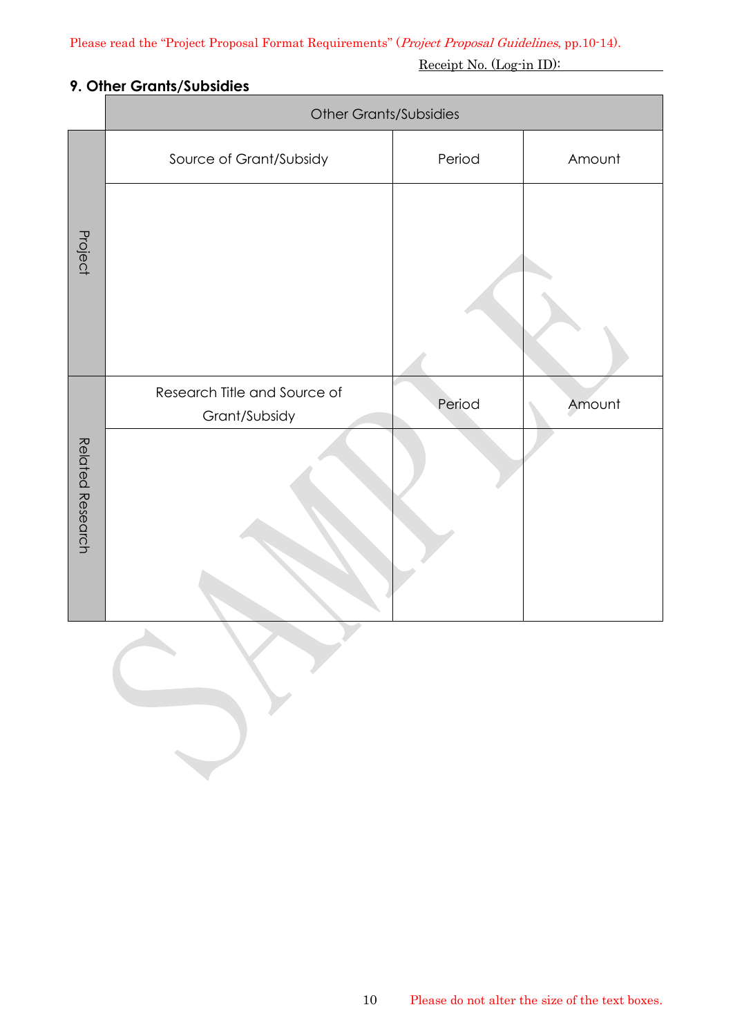Please read the "Project Proposal Format Requirements" (*Project Proposal Guidelines*, pp.10-14).

Receipt No. (Log-in ID):

### 9. Other Grants/Subsidies

| | Other Grants/Subsidies | | |
|---|---|---|---|
| Project | Source of Grant/Subsidy | Period | Amount |
| | | | |
| Related Research | Research Title and Source of Grant/Subsidy | Period | Amount |
| | | | |

Please do not alter the size of the text boxes.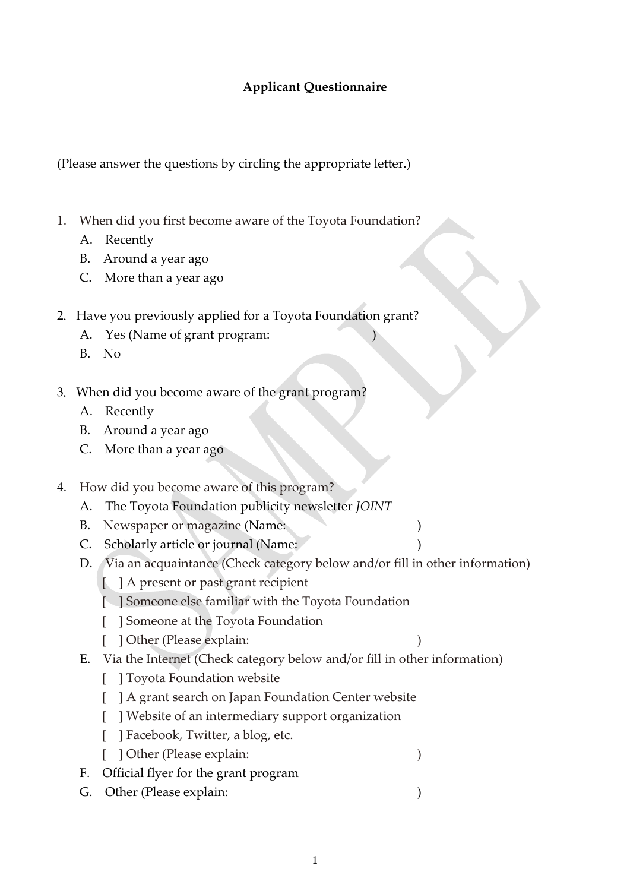**Applicant Questionnaire**

(Please answer the questions by circling the appropriate letter.)

1. When did you first become aware of the Toyota Foundation?
   - A. Recently
   - B. Around a year ago
   - C. More than a year ago

2. Have you previously applied for a Toyota Foundation grant?
   - A. Yes (Name of grant program: )
   - B. No

3. When did you become aware of the grant program?
   - A. Recently
   - B. Around a year ago
   - C. More than a year ago

4. How did you become aware of this program?
   - A. The Toyota Foundation publicity newsletter *JOINT*
   - B. Newspaper or magazine (Name: )
   - C. Scholarly article or journal (Name: )
   - D. Via an acquaintance (Check category below and/or fill in other information)
     - [ ] A present or past grant recipient
     - [ ] Someone else familiar with the Toyota Foundation
     - [ ] Someone at the Toyota Foundation
     - [ ] Other (Please explain: )
   - E. Via the Internet (Check category below and/or fill in other information)
     - [ ] Toyota Foundation website
     - [ ] A grant search on Japan Foundation Center website
     - [ ] Website of an intermediary support organization
     - [ ] Facebook, Twitter, a blog, etc.
     - [ ] Other (Please explain: )
   - F. Official flyer for the grant program
   - G. Other (Please explain: )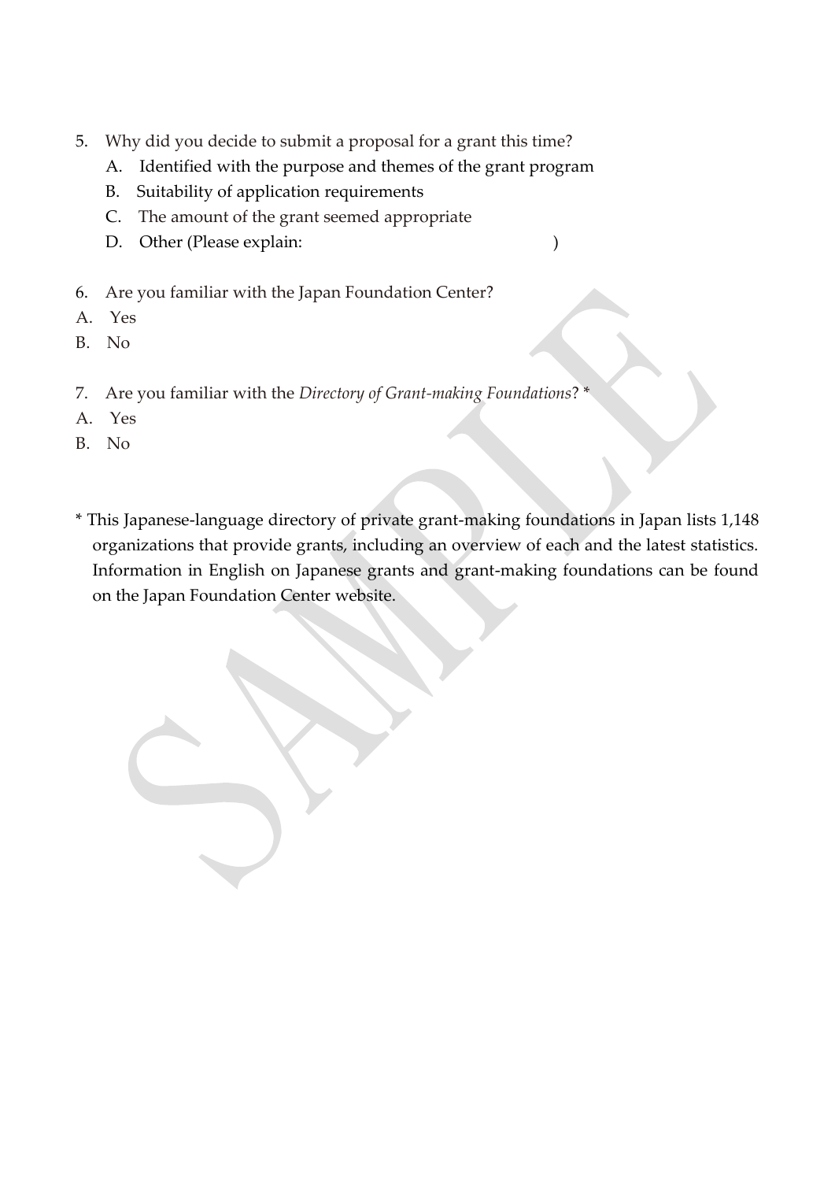5. Why did you decide to submit a proposal for a grant this time?
   A. Identified with the purpose and themes of the grant program
   B. Suitability of application requirements
   C. The amount of the grant seemed appropriate
   D. Other (Please explain: )

6. Are you familiar with the Japan Foundation Center?

A. Yes
B. No

7. Are you familiar with the *Directory of Grant-making Foundations*? *

A. Yes
B. No

* This Japanese-language directory of private grant-making foundations in Japan lists 1,148 organizations that provide grants, including an overview of each and the latest statistics. Information in English on Japanese grants and grant-making foundations can be found on the Japan Foundation Center website.